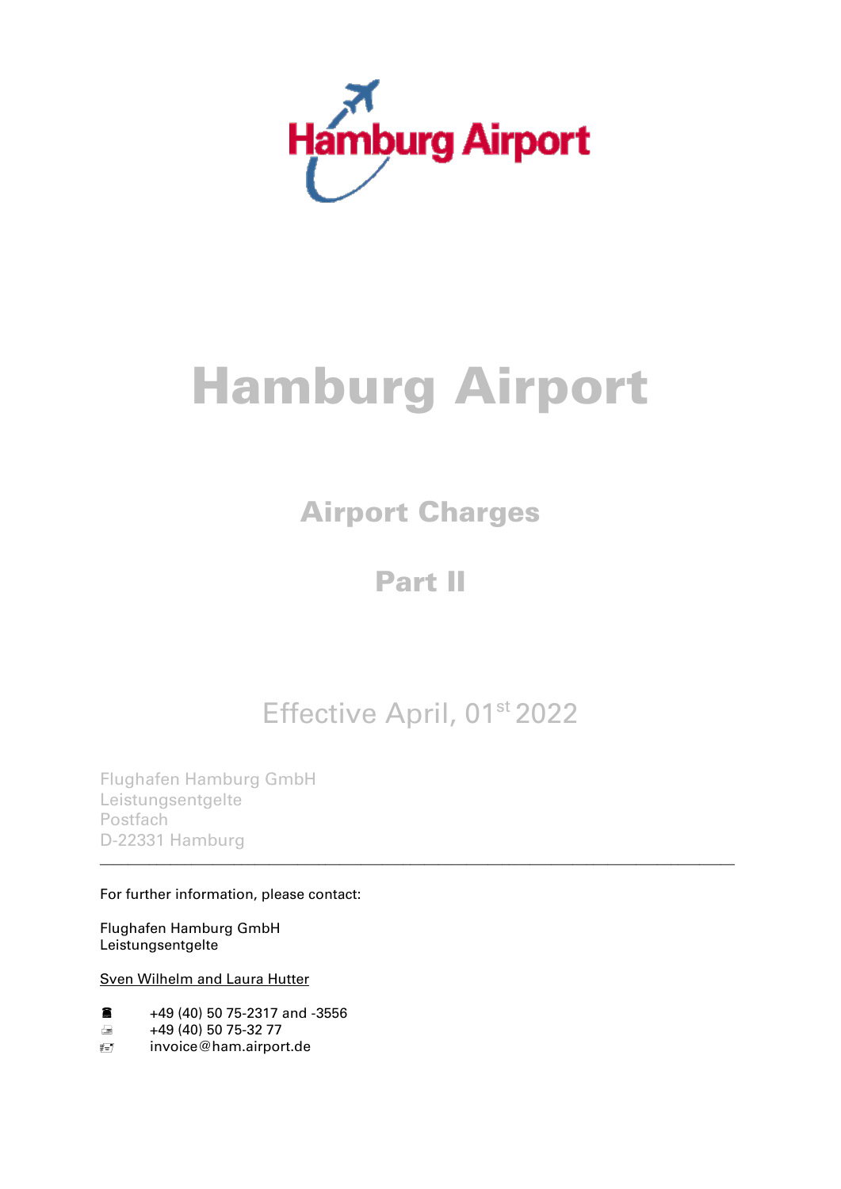# Hamburg Airport

## Airport Charges

## Part II

Effective April, 01st 2022

Flughafen Hamburg GmbH
Leistungsentgelte
Postfach
D-22331 Hamburg

---

For further information, please contact:

Flughafen Hamburg GmbH
Leistungsentgelte

Sven Wilhelm and Laura Hutter

☎ +49 (40) 50 75-2317 and -3556
+49 (40) 50 75-32 77
invoice@ham.airport.de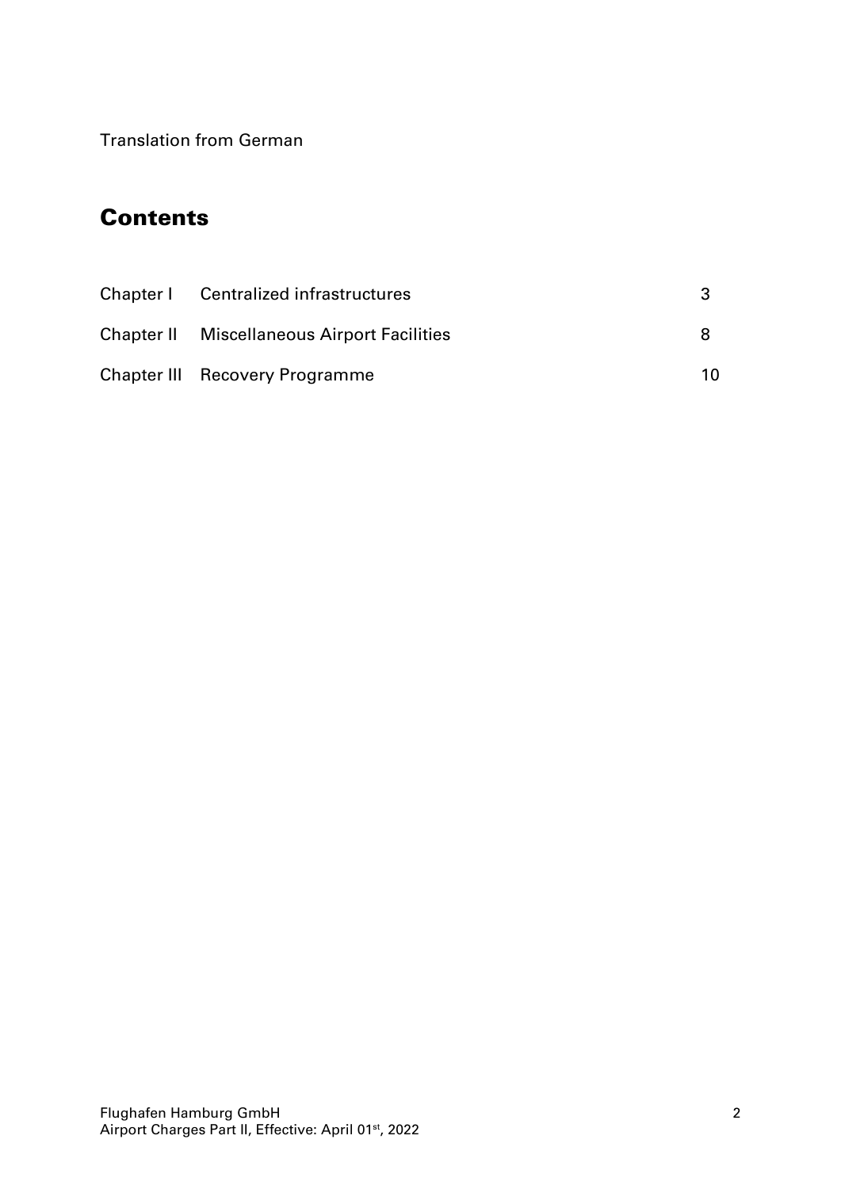Translation from German

## Contents

| | | |
|---|---|---|
| Chapter I | Centralized infrastructures | 3 |
| Chapter II | Miscellaneous Airport Facilities | 8 |
| Chapter III | Recovery Programme | 10 |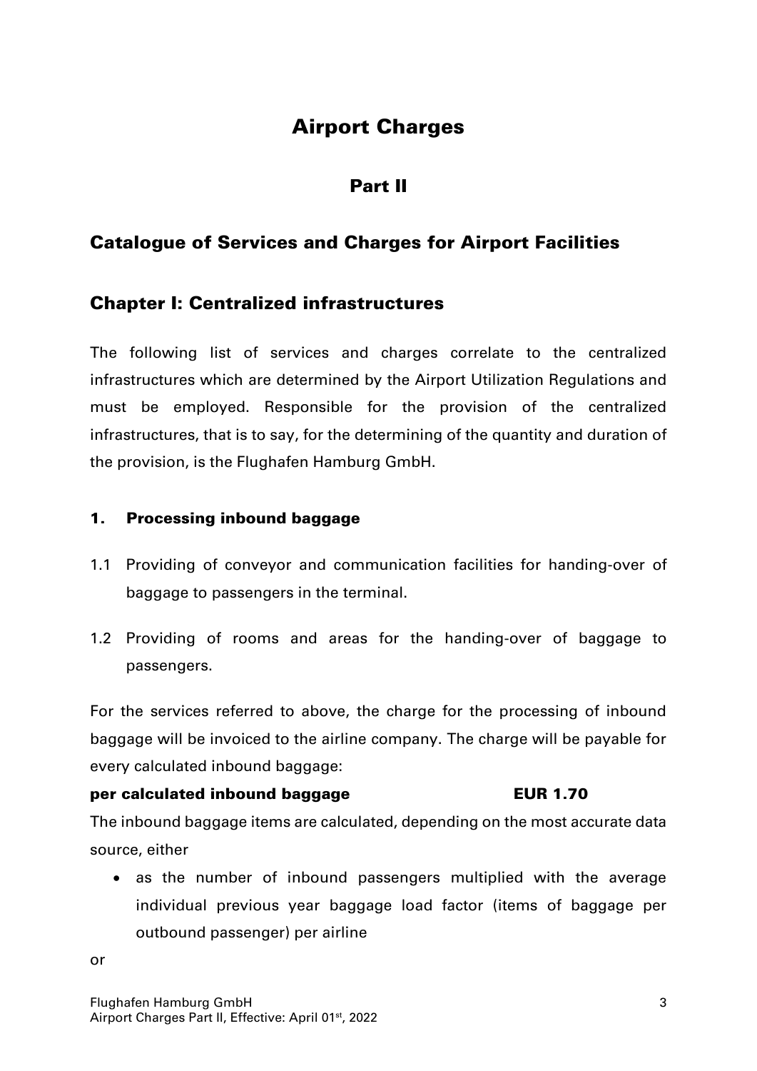# Airport Charges

## Part II

## Catalogue of Services and Charges for Airport Facilities

## Chapter I: Centralized infrastructures

The following list of services and charges correlate to the centralized infrastructures which are determined by the Airport Utilization Regulations and must be employed. Responsible for the provision of the centralized infrastructures, that is to say, for the determining of the quantity and duration of the provision, is the Flughafen Hamburg GmbH.

### 1. Processing inbound baggage

1.1 Providing of conveyor and communication facilities for handing-over of baggage to passengers in the terminal.

1.2 Providing of rooms and areas for the handing-over of baggage to passengers.

For the services referred to above, the charge for the processing of inbound baggage will be invoiced to the airline company. The charge will be payable for every calculated inbound baggage:

**per calculated inbound baggage EUR 1.70**

The inbound baggage items are calculated, depending on the most accurate data source, either

- as the number of inbound passengers multiplied with the average individual previous year baggage load factor (items of baggage per outbound passenger) per airline

or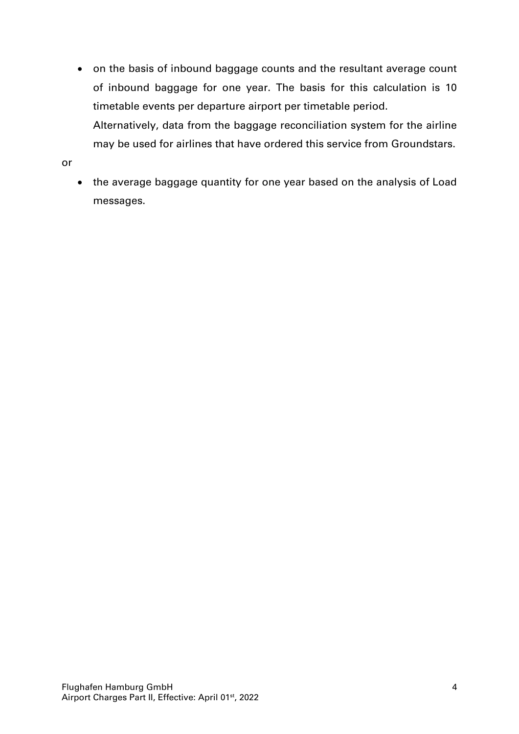- on the basis of inbound baggage counts and the resultant average count of inbound baggage for one year. The basis for this calculation is 10 timetable events per departure airport per timetable period.

  Alternatively, data from the baggage reconciliation system for the airline may be used for airlines that have ordered this service from Groundstars.

or

- the average baggage quantity for one year based on the analysis of Load messages.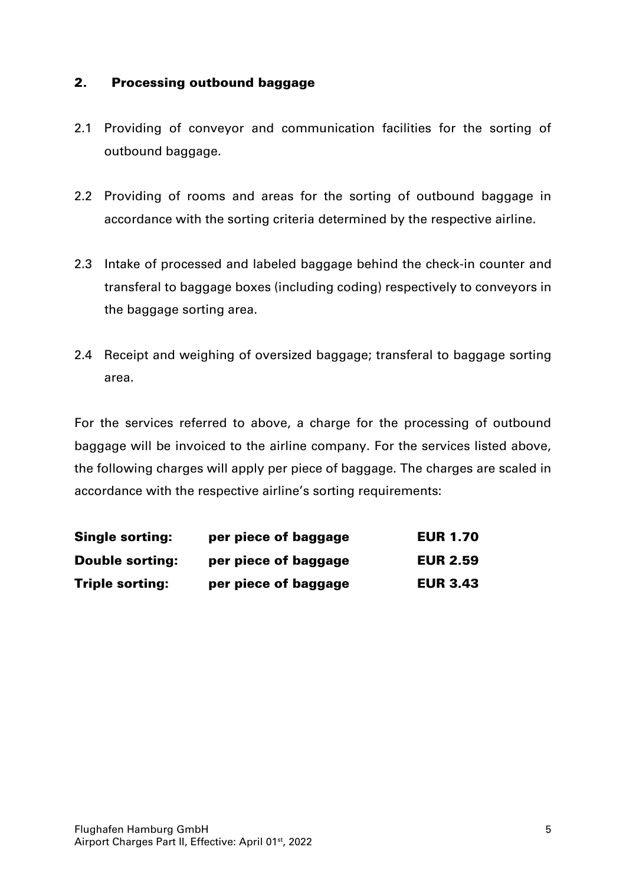## 2. Processing outbound baggage

2.1 Providing of conveyor and communication facilities for the sorting of outbound baggage.

2.2 Providing of rooms and areas for the sorting of outbound baggage in accordance with the sorting criteria determined by the respective airline.

2.3 Intake of processed and labeled baggage behind the check-in counter and transferal to baggage boxes (including coding) respectively to conveyors in the baggage sorting area.

2.4 Receipt and weighing of oversized baggage; transferal to baggage sorting area.

For the services referred to above, a charge for the processing of outbound baggage will be invoiced to the airline company. For the services listed above, the following charges will apply per piece of baggage. The charges are scaled in accordance with the respective airline's sorting requirements:

| | | |
|---|---|---|
| **Single sorting:** | **per piece of baggage** | **EUR 1.70** |
| **Double sorting:** | **per piece of baggage** | **EUR 2.59** |
| **Triple sorting:** | **per piece of baggage** | **EUR 3.43** |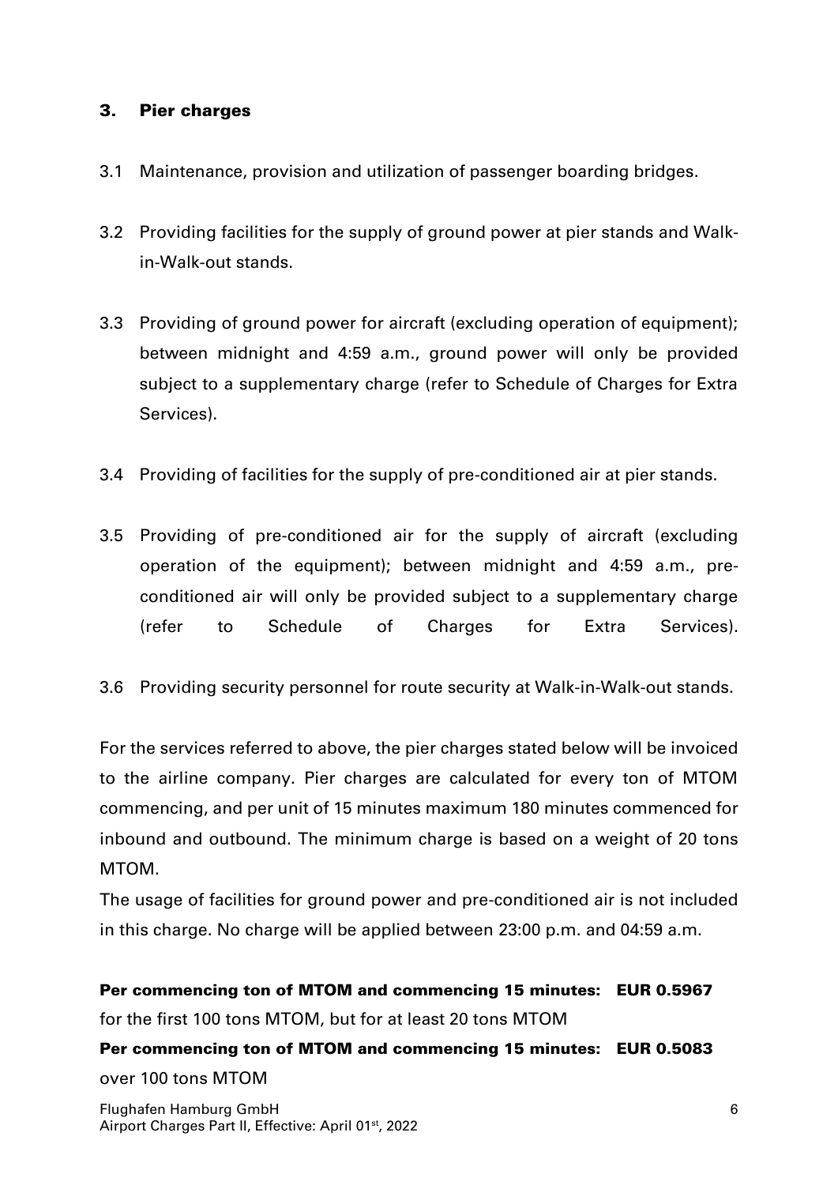## 3. Pier charges

3.1 Maintenance, provision and utilization of passenger boarding bridges.

3.2 Providing facilities for the supply of ground power at pier stands and Walk-in-Walk-out stands.

3.3 Providing of ground power for aircraft (excluding operation of equipment); between midnight and 4:59 a.m., ground power will only be provided subject to a supplementary charge (refer to Schedule of Charges for Extra Services).

3.4 Providing of facilities for the supply of pre-conditioned air at pier stands.

3.5 Providing of pre-conditioned air for the supply of aircraft (excluding operation of the equipment); between midnight and 4:59 a.m., pre-conditioned air will only be provided subject to a supplementary charge (refer to Schedule of Charges for Extra Services).

3.6 Providing security personnel for route security at Walk-in-Walk-out stands.

For the services referred to above, the pier charges stated below will be invoiced to the airline company. Pier charges are calculated for every ton of MTOM commencing, and per unit of 15 minutes maximum 180 minutes commenced for inbound and outbound. The minimum charge is based on a weight of 20 tons MTOM.

The usage of facilities for ground power and pre-conditioned air is not included in this charge. No charge will be applied between 23:00 p.m. and 04:59 a.m.

**Per commencing ton of MTOM and commencing 15 minutes: EUR 0.5967**
for the first 100 tons MTOM, but for at least 20 tons MTOM

**Per commencing ton of MTOM and commencing 15 minutes: EUR 0.5083**
over 100 tons MTOM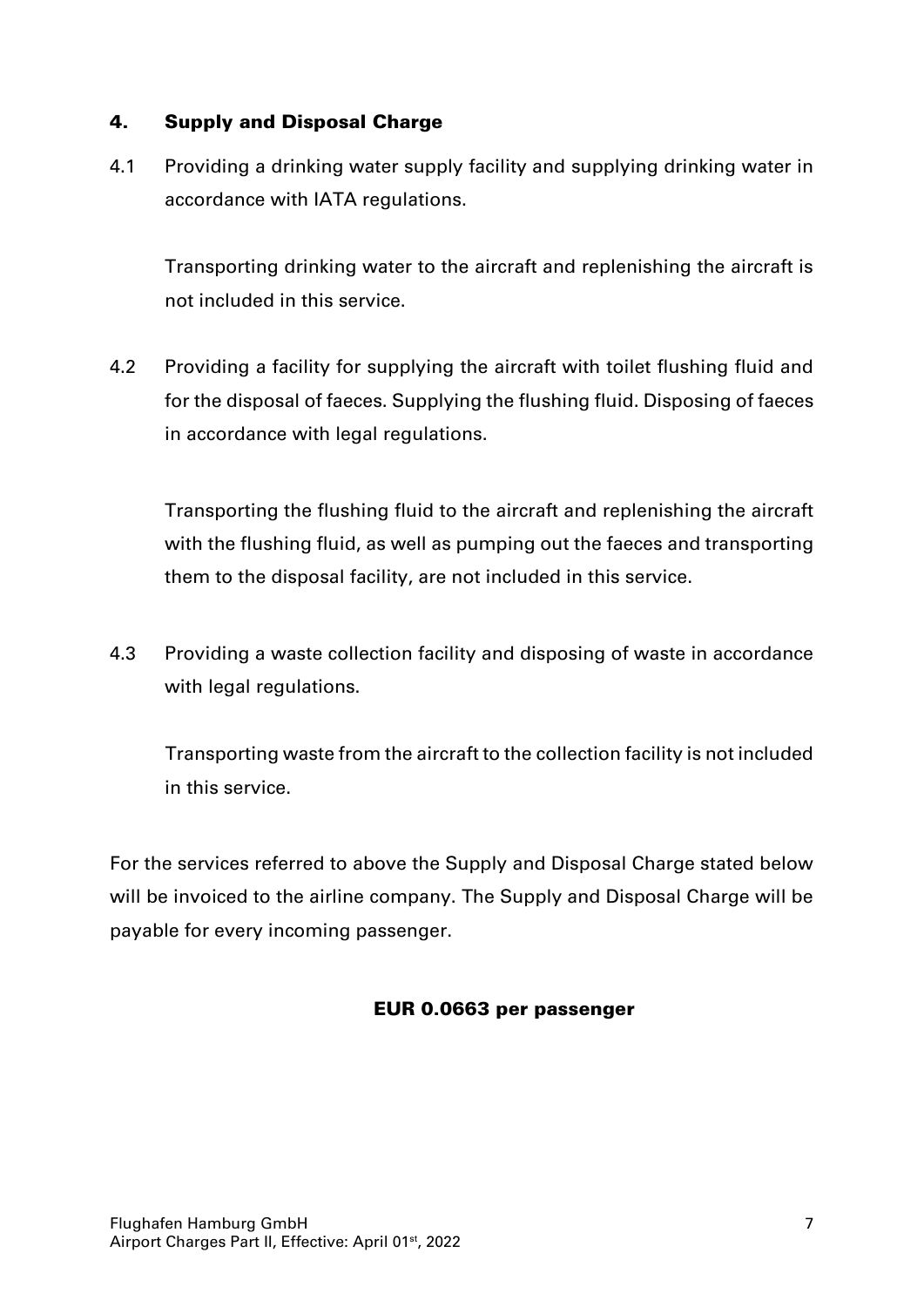## 4. Supply and Disposal Charge

4.1 Providing a drinking water supply facility and supplying drinking water in accordance with IATA regulations.

Transporting drinking water to the aircraft and replenishing the aircraft is not included in this service.

4.2 Providing a facility for supplying the aircraft with toilet flushing fluid and for the disposal of faeces. Supplying the flushing fluid. Disposing of faeces in accordance with legal regulations.

Transporting the flushing fluid to the aircraft and replenishing the aircraft with the flushing fluid, as well as pumping out the faeces and transporting them to the disposal facility, are not included in this service.

4.3 Providing a waste collection facility and disposing of waste in accordance with legal regulations.

Transporting waste from the aircraft to the collection facility is not included in this service.

For the services referred to above the Supply and Disposal Charge stated below will be invoiced to the airline company. The Supply and Disposal Charge will be payable for every incoming passenger.

**EUR 0.0663 per passenger**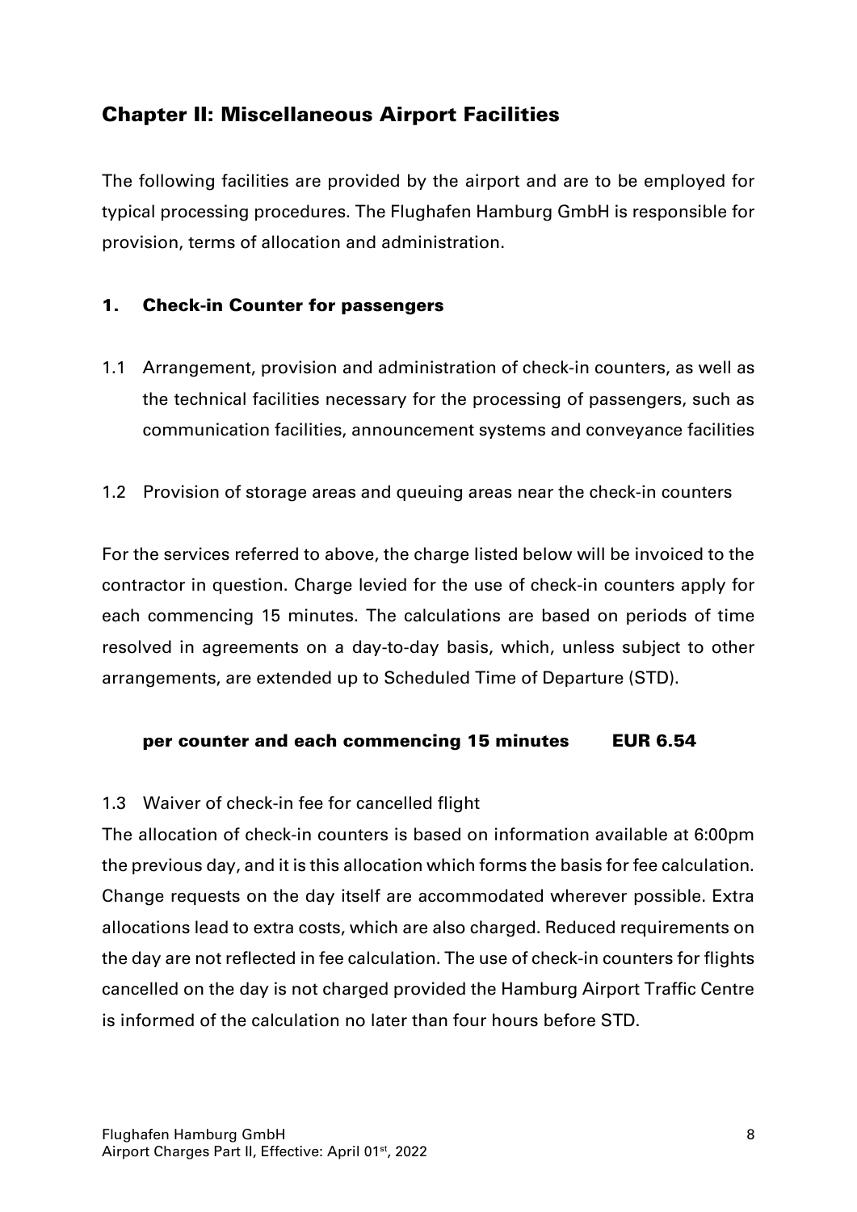## Chapter II: Miscellaneous Airport Facilities

The following facilities are provided by the airport and are to be employed for typical processing procedures. The Flughafen Hamburg GmbH is responsible for provision, terms of allocation and administration.

### 1. Check-in Counter for passengers

1.1 Arrangement, provision and administration of check-in counters, as well as the technical facilities necessary for the processing of passengers, such as communication facilities, announcement systems and conveyance facilities

1.2 Provision of storage areas and queuing areas near the check-in counters

For the services referred to above, the charge listed below will be invoiced to the contractor in question. Charge levied for the use of check-in counters apply for each commencing 15 minutes. The calculations are based on periods of time resolved in agreements on a day-to-day basis, which, unless subject to other arrangements, are extended up to Scheduled Time of Departure (STD).

**per counter and each commencing 15 minutes EUR 6.54**

1.3 Waiver of check-in fee for cancelled flight

The allocation of check-in counters is based on information available at 6:00pm the previous day, and it is this allocation which forms the basis for fee calculation. Change requests on the day itself are accommodated wherever possible. Extra allocations lead to extra costs, which are also charged. Reduced requirements on the day are not reflected in fee calculation. The use of check-in counters for flights cancelled on the day is not charged provided the Hamburg Airport Traffic Centre is informed of the calculation no later than four hours before STD.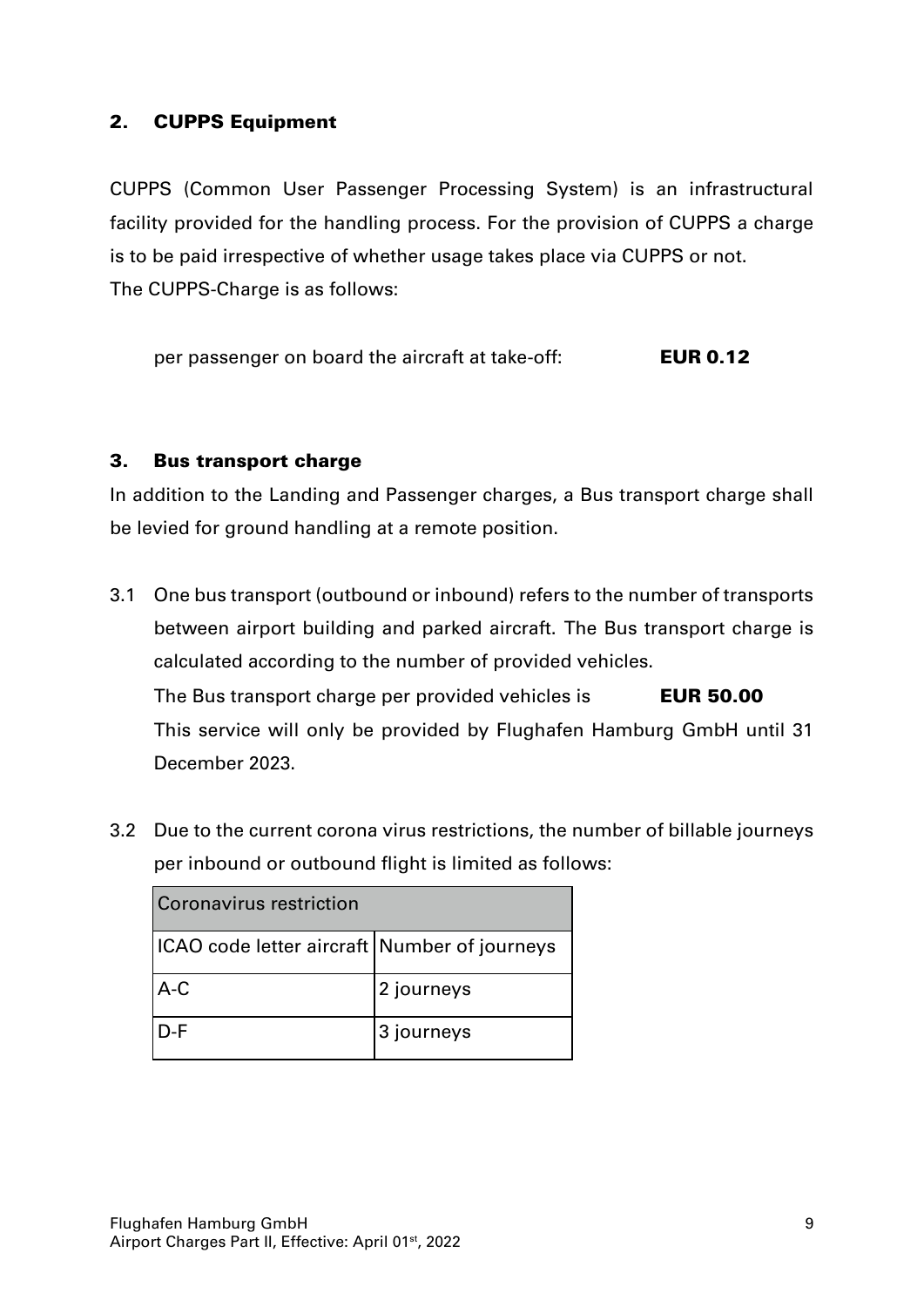## 2. CUPPS Equipment

CUPPS (Common User Passenger Processing System) is an infrastructural facility provided for the handling process. For the provision of CUPPS a charge is to be paid irrespective of whether usage takes place via CUPPS or not.
The CUPPS-Charge is as follows:

per passenger on board the aircraft at take-off: **EUR 0.12**

## 3. Bus transport charge

In addition to the Landing and Passenger charges, a Bus transport charge shall be levied for ground handling at a remote position.

3.1 One bus transport (outbound or inbound) refers to the number of transports between airport building and parked aircraft. The Bus transport charge is calculated according to the number of provided vehicles.
The Bus transport charge per provided vehicles is **EUR 50.00**
This service will only be provided by Flughafen Hamburg GmbH until 31 December 2023.

3.2 Due to the current corona virus restrictions, the number of billable journeys per inbound or outbound flight is limited as follows:

| Coronavirus restriction | |
|---|---|
| ICAO code letter aircraft | Number of journeys |
| A-C | 2 journeys |
| D-F | 3 journeys |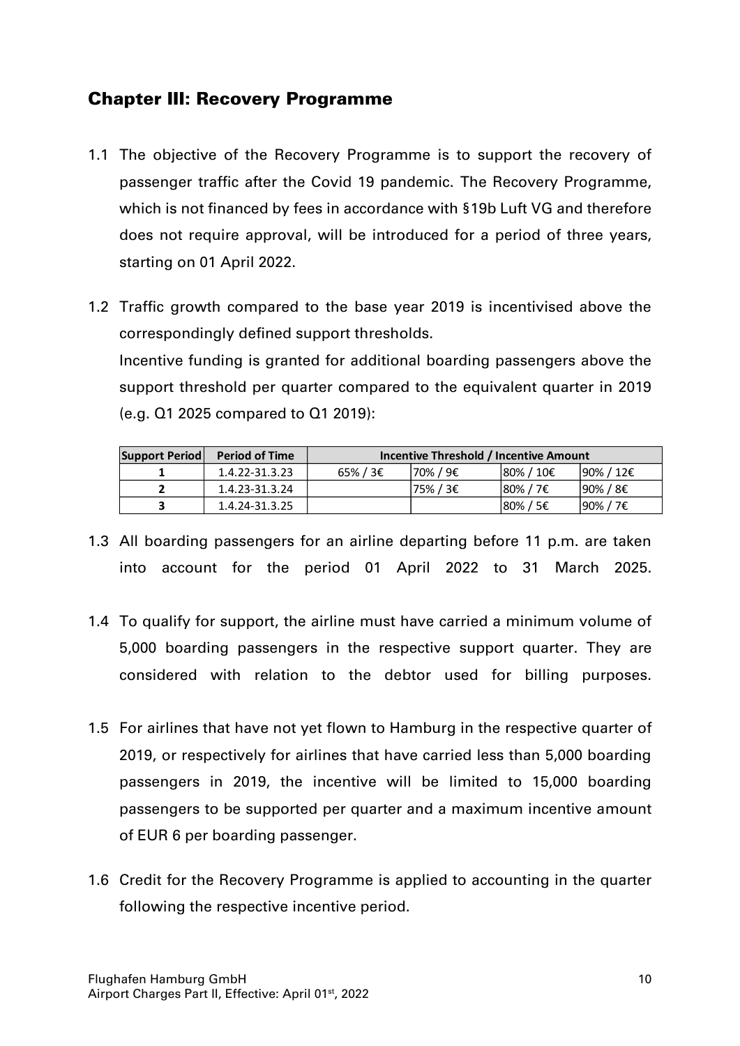## Chapter III: Recovery Programme

1.1 The objective of the Recovery Programme is to support the recovery of passenger traffic after the Covid 19 pandemic. The Recovery Programme, which is not financed by fees in accordance with §19b Luft VG and therefore does not require approval, will be introduced for a period of three years, starting on 01 April 2022.

1.2 Traffic growth compared to the base year 2019 is incentivised above the correspondingly defined support thresholds.
Incentive funding is granted for additional boarding passengers above the support threshold per quarter compared to the equivalent quarter in 2019 (e.g. Q1 2025 compared to Q1 2019):

| Support Period | Period of Time | Incentive Threshold / Incentive Amount | | | |
|---|---|---|---|---|---|
| 1 | 1.4.22-31.3.23 | 65% / 3€ | 70% / 9€ | 80% / 10€ | 90% / 12€ |
| 2 | 1.4.23-31.3.24 | | 75% / 3€ | 80% / 7€ | 90% / 8€ |
| 3 | 1.4.24-31.3.25 | | | 80% / 5€ | 90% / 7€ |

1.3 All boarding passengers for an airline departing before 11 p.m. are taken into account for the period 01 April 2022 to 31 March 2025.

1.4 To qualify for support, the airline must have carried a minimum volume of 5,000 boarding passengers in the respective support quarter. They are considered with relation to the debtor used for billing purposes.

1.5 For airlines that have not yet flown to Hamburg in the respective quarter of 2019, or respectively for airlines that have carried less than 5,000 boarding passengers in 2019, the incentive will be limited to 15,000 boarding passengers to be supported per quarter and a maximum incentive amount of EUR 6 per boarding passenger.

1.6 Credit for the Recovery Programme is applied to accounting in the quarter following the respective incentive period.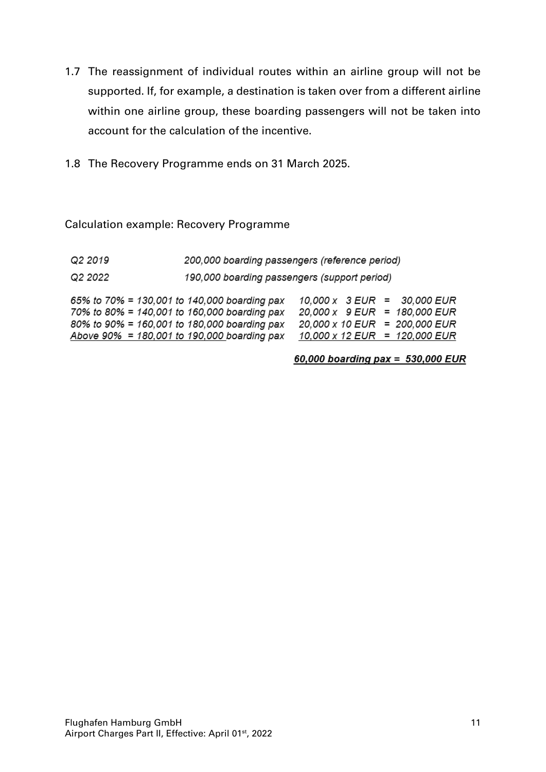1.7 The reassignment of individual routes within an airline group will not be supported. If, for example, a destination is taken over from a different airline within one airline group, these boarding passengers will not be taken into account for the calculation of the incentive.

1.8 The Recovery Programme ends on 31 March 2025.

Calculation example: Recovery Programme

| | |
|---|---|
| *Q2 2019* | *200,000 boarding passengers (reference period)* |
| *Q2 2022* | *190,000 boarding passengers (support period)* |

| | |
|---|---|
| *65% to 70% = 130,001 to 140,000 boarding pax* | *10,000 x 3 EUR = 30,000 EUR* |
| *70% to 80% = 140,001 to 160,000 boarding pax* | *20,000 x 9 EUR = 180,000 EUR* |
| *80% to 90% = 160,001 to 180,000 boarding pax* | *20,000 x 10 EUR = 200,000 EUR* |
| *Above 90% = 180,001 to 190,000 boarding pax* | *10,000 x 12 EUR = 120,000 EUR* |
| | ***60,000 boarding pax = 530,000 EUR*** |